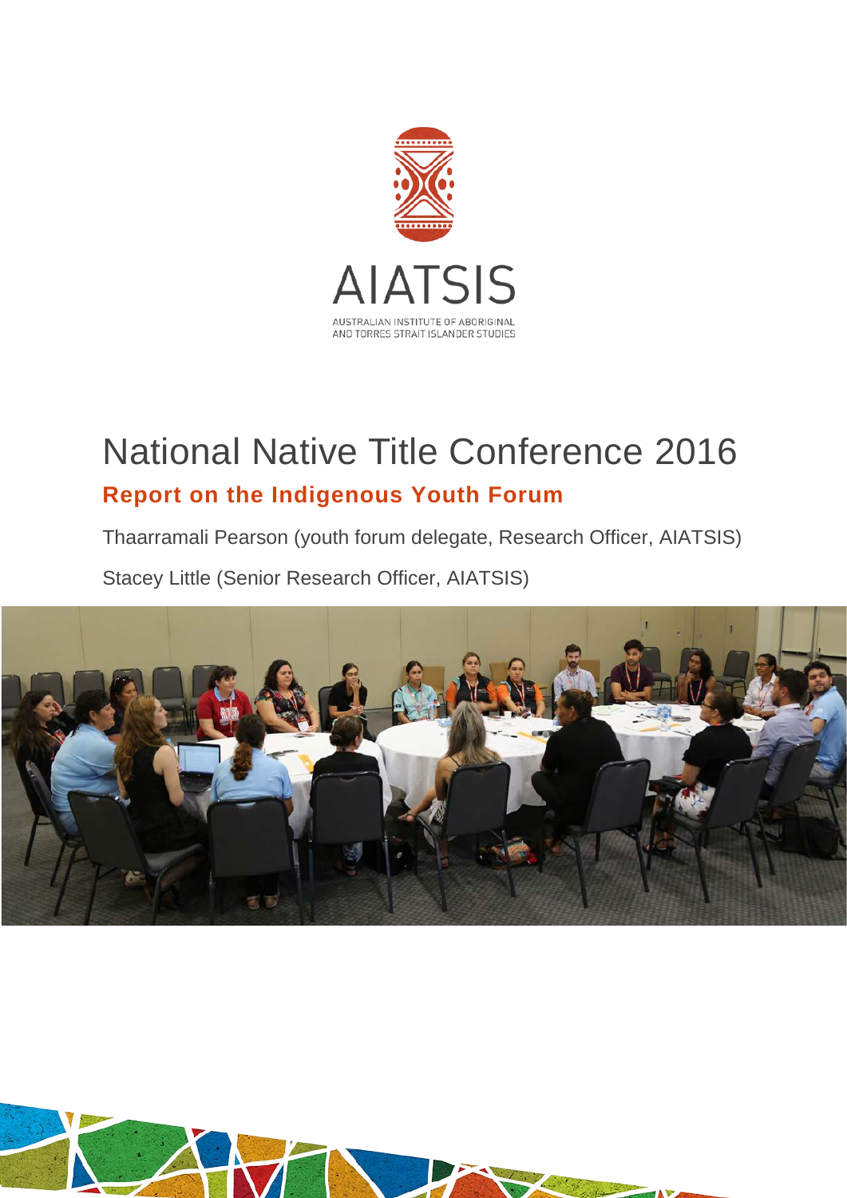AIATSIS

AUSTRALIAN INSTITUTE OF ABORIGINAL AND TORRES STRAIT ISLANDER STUDIES

# National Native Title Conference 2016

## Report on the Indigenous Youth Forum

Thaarramali Pearson (youth forum delegate, Research Officer, AIATSIS)

Stacey Little (Senior Research Officer, AIATSIS)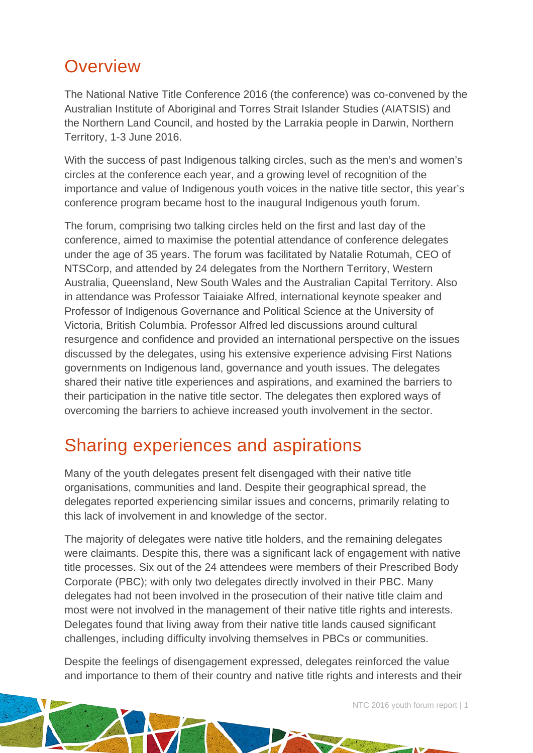## Overview

The National Native Title Conference 2016 (the conference) was co-convened by the Australian Institute of Aboriginal and Torres Strait Islander Studies (AIATSIS) and the Northern Land Council, and hosted by the Larrakia people in Darwin, Northern Territory, 1-3 June 2016.

With the success of past Indigenous talking circles, such as the men's and women's circles at the conference each year, and a growing level of recognition of the importance and value of Indigenous youth voices in the native title sector, this year's conference program became host to the inaugural Indigenous youth forum.

The forum, comprising two talking circles held on the first and last day of the conference, aimed to maximise the potential attendance of conference delegates under the age of 35 years. The forum was facilitated by Natalie Rotumah, CEO of NTSCorp, and attended by 24 delegates from the Northern Territory, Western Australia, Queensland, New South Wales and the Australian Capital Territory. Also in attendance was Professor Taiaiake Alfred, international keynote speaker and Professor of Indigenous Governance and Political Science at the University of Victoria, British Columbia. Professor Alfred led discussions around cultural resurgence and confidence and provided an international perspective on the issues discussed by the delegates, using his extensive experience advising First Nations governments on Indigenous land, governance and youth issues. The delegates shared their native title experiences and aspirations, and examined the barriers to their participation in the native title sector. The delegates then explored ways of overcoming the barriers to achieve increased youth involvement in the sector.

## Sharing experiences and aspirations

Many of the youth delegates present felt disengaged with their native title organisations, communities and land. Despite their geographical spread, the delegates reported experiencing similar issues and concerns, primarily relating to this lack of involvement in and knowledge of the sector.

The majority of delegates were native title holders, and the remaining delegates were claimants. Despite this, there was a significant lack of engagement with native title processes. Six out of the 24 attendees were members of their Prescribed Body Corporate (PBC); with only two delegates directly involved in their PBC. Many delegates had not been involved in the prosecution of their native title claim and most were not involved in the management of their native title rights and interests. Delegates found that living away from their native title lands caused significant challenges, including difficulty involving themselves in PBCs or communities.

Despite the feelings of disengagement expressed, delegates reinforced the value and importance to them of their country and native title rights and interests and their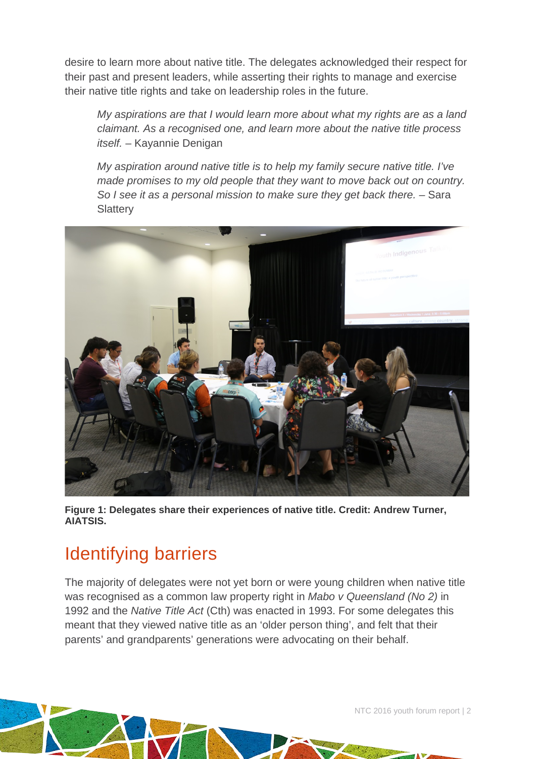desire to learn more about native title. The delegates acknowledged their respect for their past and present leaders, while asserting their rights to manage and exercise their native title rights and take on leadership roles in the future.

> *My aspirations are that I would learn more about what my rights are as a land claimant. As a recognised one, and learn more about the native title process itself.* – Kayannie Denigan

> *My aspiration around native title is to help my family secure native title. I've made promises to my old people that they want to move back out on country. So I see it as a personal mission to make sure they get back there.* – Sara Slattery

**Figure 1: Delegates share their experiences of native title. Credit: Andrew Turner, AIATSIS.**

## Identifying barriers

The majority of delegates were not yet born or were young children when native title was recognised as a common law property right in *Mabo v Queensland (No 2)* in 1992 and the *Native Title Act* (Cth) was enacted in 1993. For some delegates this meant that they viewed native title as an 'older person thing', and felt that their parents' and grandparents' generations were advocating on their behalf.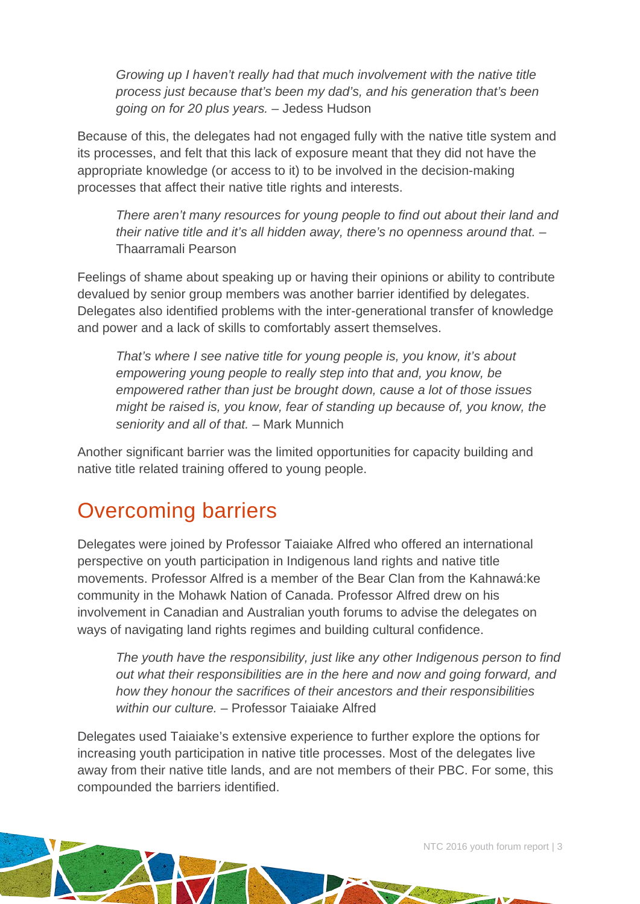> *Growing up I haven't really had that much involvement with the native title process just because that's been my dad's, and his generation that's been going on for 20 plus years.* – Jedess Hudson

Because of this, the delegates had not engaged fully with the native title system and its processes, and felt that this lack of exposure meant that they did not have the appropriate knowledge (or access to it) to be involved in the decision-making processes that affect their native title rights and interests.

> *There aren't many resources for young people to find out about their land and their native title and it's all hidden away, there's no openness around that.* – Thaarramali Pearson

Feelings of shame about speaking up or having their opinions or ability to contribute devalued by senior group members was another barrier identified by delegates. Delegates also identified problems with the inter-generational transfer of knowledge and power and a lack of skills to comfortably assert themselves.

> *That's where I see native title for young people is, you know, it's about empowering young people to really step into that and, you know, be empowered rather than just be brought down, cause a lot of those issues might be raised is, you know, fear of standing up because of, you know, the seniority and all of that.* – Mark Munnich

Another significant barrier was the limited opportunities for capacity building and native title related training offered to young people.

## Overcoming barriers

Delegates were joined by Professor Taiaiake Alfred who offered an international perspective on youth participation in Indigenous land rights and native title movements. Professor Alfred is a member of the Bear Clan from the Kahnawá:ke community in the Mohawk Nation of Canada. Professor Alfred drew on his involvement in Canadian and Australian youth forums to advise the delegates on ways of navigating land rights regimes and building cultural confidence.

> *The youth have the responsibility, just like any other Indigenous person to find out what their responsibilities are in the here and now and going forward, and how they honour the sacrifices of their ancestors and their responsibilities within our culture.* – Professor Taiaiake Alfred

Delegates used Taiaiake's extensive experience to further explore the options for increasing youth participation in native title processes. Most of the delegates live away from their native title lands, and are not members of their PBC. For some, this compounded the barriers identified.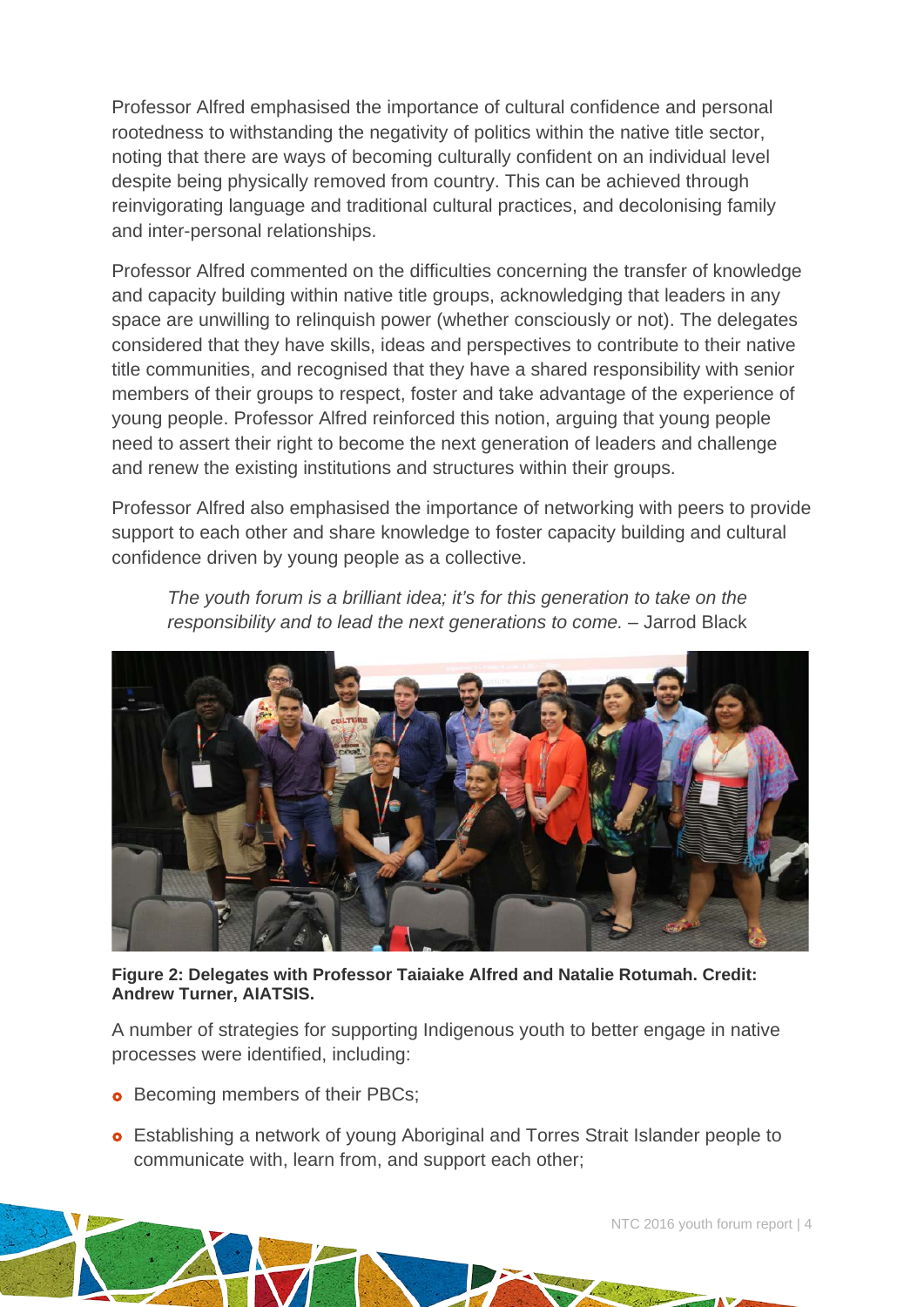Professor Alfred emphasised the importance of cultural confidence and personal rootedness to withstanding the negativity of politics within the native title sector, noting that there are ways of becoming culturally confident on an individual level despite being physically removed from country. This can be achieved through reinvigorating language and traditional cultural practices, and decolonising family and inter-personal relationships.

Professor Alfred commented on the difficulties concerning the transfer of knowledge and capacity building within native title groups, acknowledging that leaders in any space are unwilling to relinquish power (whether consciously or not). The delegates considered that they have skills, ideas and perspectives to contribute to their native title communities, and recognised that they have a shared responsibility with senior members of their groups to respect, foster and take advantage of the experience of young people. Professor Alfred reinforced this notion, arguing that young people need to assert their right to become the next generation of leaders and challenge and renew the existing institutions and structures within their groups.

Professor Alfred also emphasised the importance of networking with peers to provide support to each other and share knowledge to foster capacity building and cultural confidence driven by young people as a collective.

> *The youth forum is a brilliant idea; it's for this generation to take on the responsibility and to lead the next generations to come.* – Jarrod Black

**Figure 2: Delegates with Professor Taiaiake Alfred and Natalie Rotumah. Credit: Andrew Turner, AIATSIS.**

A number of strategies for supporting Indigenous youth to better engage in native processes were identified, including:

- Becoming members of their PBCs;
- Establishing a network of young Aboriginal and Torres Strait Islander people to communicate with, learn from, and support each other;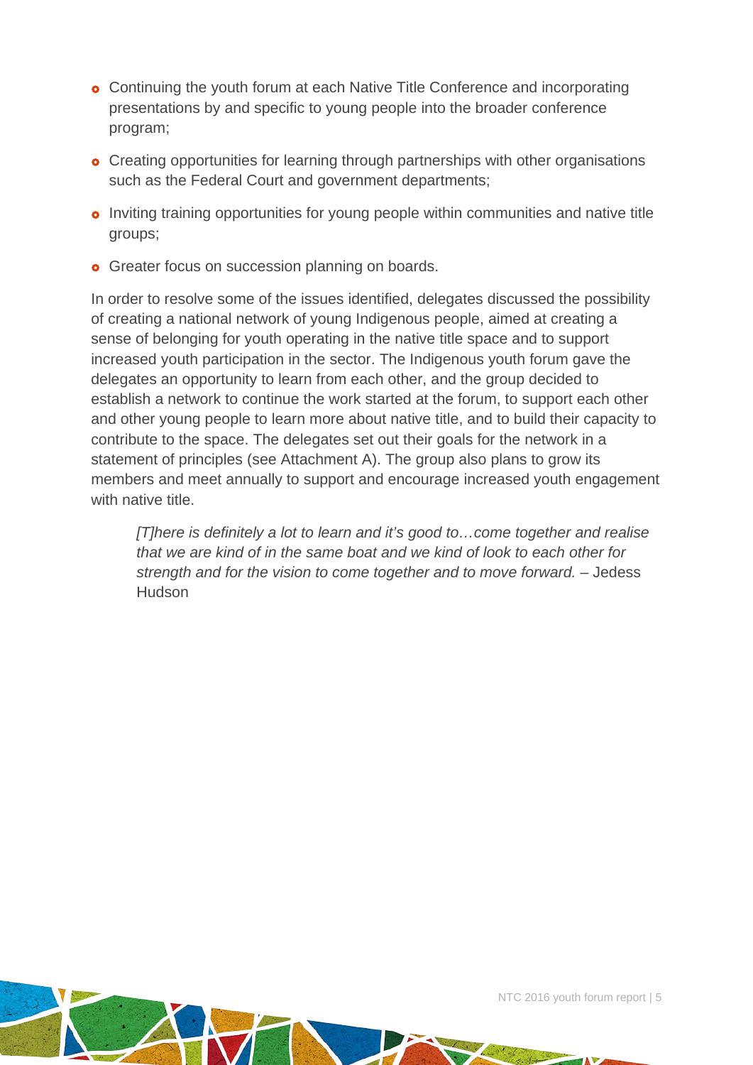- Continuing the youth forum at each Native Title Conference and incorporating presentations by and specific to young people into the broader conference program;
- Creating opportunities for learning through partnerships with other organisations such as the Federal Court and government departments;
- Inviting training opportunities for young people within communities and native title groups;
- Greater focus on succession planning on boards.

In order to resolve some of the issues identified, delegates discussed the possibility of creating a national network of young Indigenous people, aimed at creating a sense of belonging for youth operating in the native title space and to support increased youth participation in the sector. The Indigenous youth forum gave the delegates an opportunity to learn from each other, and the group decided to establish a network to continue the work started at the forum, to support each other and other young people to learn more about native title, and to build their capacity to contribute to the space. The delegates set out their goals for the network in a statement of principles (see Attachment A). The group also plans to grow its members and meet annually to support and encourage increased youth engagement with native title.

> *[T]here is definitely a lot to learn and it's good to…come together and realise that we are kind of in the same boat and we kind of look to each other for strength and for the vision to come together and to move forward.* – Jedess Hudson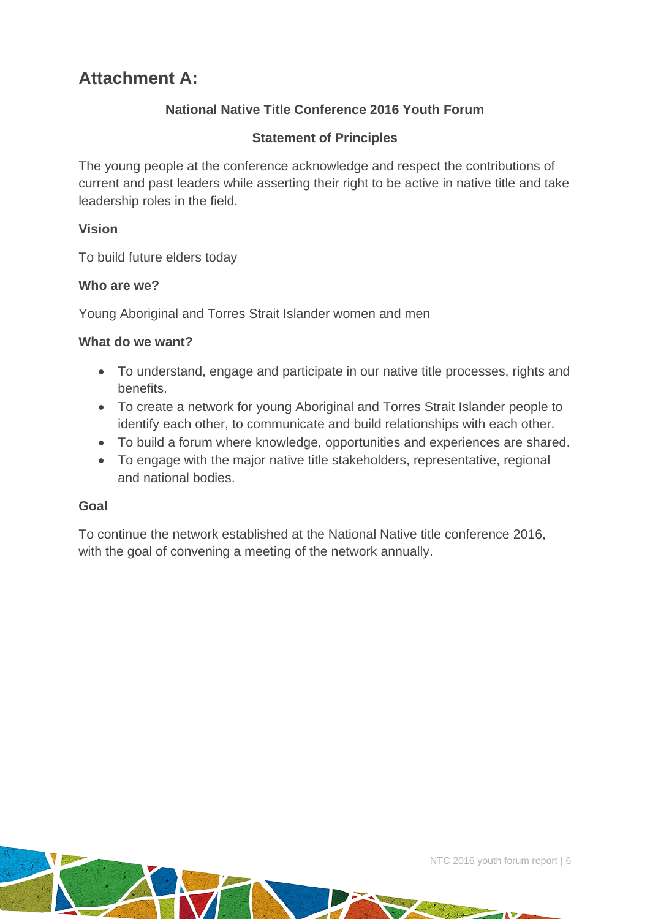# Attachment A:

**National Native Title Conference 2016 Youth Forum**

**Statement of Principles**

The young people at the conference acknowledge and respect the contributions of current and past leaders while asserting their right to be active in native title and take leadership roles in the field.

**Vision**

To build future elders today

**Who are we?**

Young Aboriginal and Torres Strait Islander women and men

**What do we want?**

- To understand, engage and participate in our native title processes, rights and benefits.
- To create a network for young Aboriginal and Torres Strait Islander people to identify each other, to communicate and build relationships with each other.
- To build a forum where knowledge, opportunities and experiences are shared.
- To engage with the major native title stakeholders, representative, regional and national bodies.

**Goal**

To continue the network established at the National Native title conference 2016, with the goal of convening a meeting of the network annually.